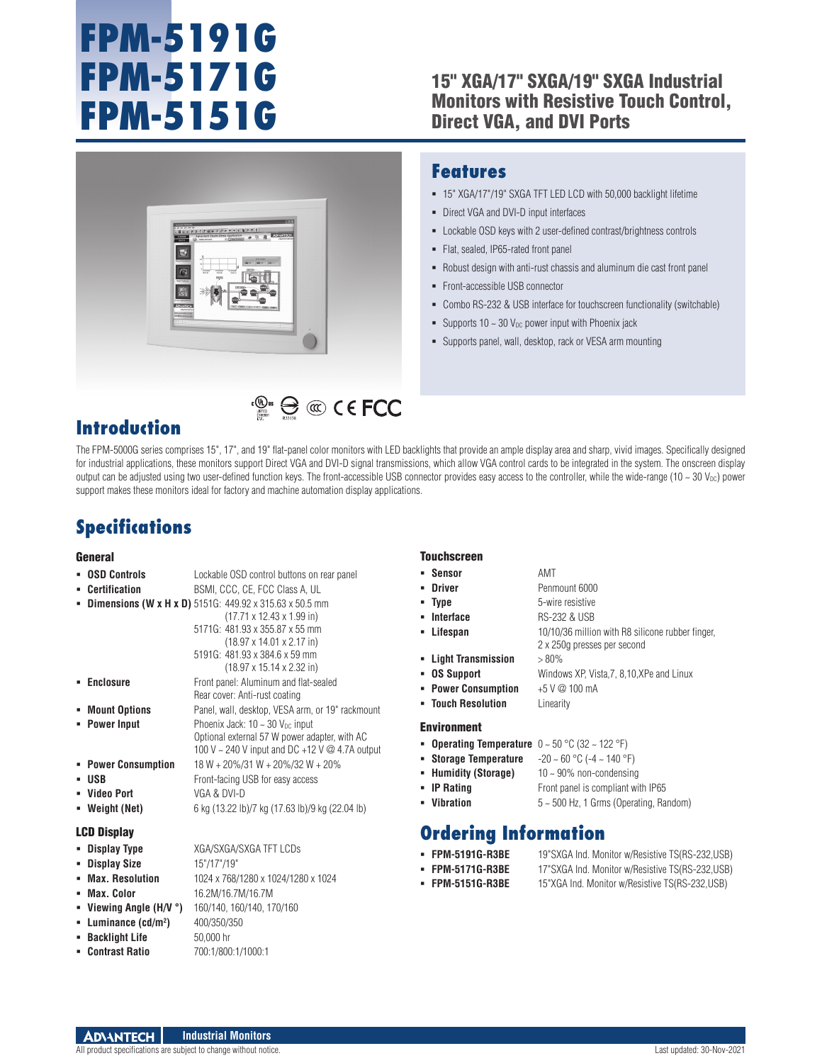# FPM-5191G
# FPM-5171G
# FPM-5151G

## 15" XGA/17" SXGA/19" SXGA Industrial Monitors with Resistive Touch Control, Direct VGA, and DVI Ports

## Features

- 15" XGA/17"/19" SXGA TFT LED LCD with 50,000 backlight lifetime
- Direct VGA and DVI-D input interfaces
- Lockable OSD keys with 2 user-defined contrast/brightness controls
- Flat, sealed, IP65-rated front panel
- Robust design with anti-rust chassis and aluminum die cast front panel
- Front-accessible USB connector
- Combo RS-232 & USB interface for touchscreen functionality (switchable)
- Supports 10 ~ 30 $V_{DC}$ power input with Phoenix jack
- Supports panel, wall, desktop, rack or VESA arm mounting

## Introduction

The FPM-5000G series comprises 15", 17", and 19" flat-panel color monitors with LED backlights that provide an ample display area and sharp, vivid images. Specifically designed for industrial applications, these monitors support Direct VGA and DVI-D signal transmissions, which allow VGA control cards to be integrated in the system. The onscreen display output can be adjusted using two user-defined function keys. The front-accessible USB connector provides easy access to the controller, while the wide-range (10 ~ 30 $V_{DC}$) power support makes these monitors ideal for factory and machine automation display applications.

## Specifications

### General

- **OSD Controls**: Lockable OSD control buttons on rear panel
- **Certification**: BSMI, CCC, CE, FCC Class A, UL
- **Dimensions (W x H x D)**: 5151G: 449.92 x 315.63 x 50.5 mm (17.71 x 12.43 x 1.99 in)
  5171G: 481.93 x 355.87 x 55 mm (18.97 x 14.01 x 2.17 in)
  5191G: 481.93 x 384.6 x 59 mm (18.97 x 15.14 x 2.32 in)
- **Enclosure**: Front panel: Aluminum and flat-sealed
  Rear cover: Anti-rust coating
- **Mount Options**: Panel, wall, desktop, VESA arm, or 19" rackmount
- **Power Input**: Phoenix Jack: 10 ~ 30 $V_{DC}$ input
  Optional external 57 W power adapter, with AC 100 V ~ 240 V input and DC +12 V @ 4.7A output
- **Power Consumption**: 18 W + 20%/31 W + 20%/32 W + 20%
- **USB**: Front-facing USB for easy access
- **Video Port**: VGA & DVI-D
- **Weight (Net)**: 6 kg (13.22 lb)/7 kg (17.63 lb)/9 kg (22.04 lb)

### LCD Display

- **Display Type**: XGA/SXGA/SXGA TFT LCDs
- **Display Size**: 15"/17"/19"
- **Max. Resolution**: 1024 x 768/1280 x 1024/1280 x 1024
- **Max. Color**: 16.2M/16.7M/16.7M
- **Viewing Angle (H/V °)**: 160/140, 160/140, 170/160
- **Luminance (cd/m²)**: 400/350/350
- **Backlight Life**: 50,000 hr
- **Contrast Ratio**: 700:1/800:1/1000:1

### Touchscreen

- **Sensor**: AMT
- **Driver**: Penmount 6000
- **Type**: 5-wire resistive
- **Interface**: RS-232 & USB
- **Lifespan**: 10/10/36 million with R8 silicone rubber finger, 2 x 250g presses per second
- **Light Transmission**: > 80%
- **OS Support**: Windows XP, Vista,7, 8,10,XPe and Linux
- **Power Consumption**: +5 V @ 100 mA
- **Touch Resolution**: Linearity

### Environment

- **Operating Temperature**: 0 ~ 50 °C (32 ~ 122 °F)
- **Storage Temperature**: -20 ~ 60 °C (-4 ~ 140 °F)
- **Humidity (Storage)**: 10 ~ 90% non-condensing
- **IP Rating**: Front panel is compliant with IP65
- **Vibration**: 5 ~ 500 Hz, 1 Grms (Operating, Random)

## Ordering Information

- **FPM-5191G-R3BE**: 19"SXGA Ind. Monitor w/Resistive TS(RS-232,USB)
- **FPM-5171G-R3BE**: 17"SXGA Ind. Monitor w/Resistive TS(RS-232,USB)
- **FPM-5151G-R3BE**: 15"XGA Ind. Monitor w/Resistive TS(RS-232,USB)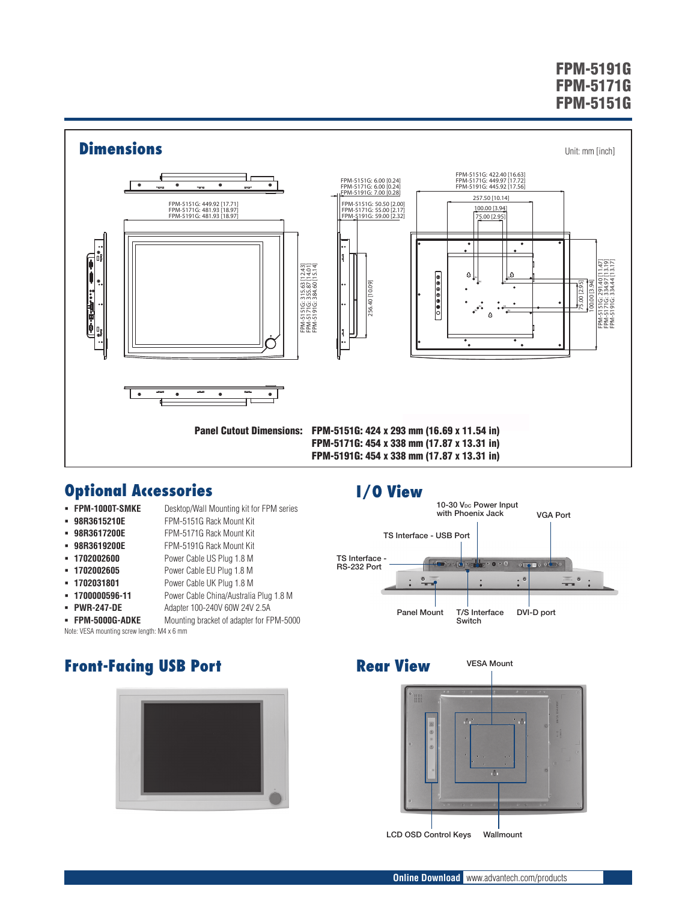# FPM-5191G
# FPM-5171G
# FPM-5151G

## Dimensions

Unit: mm [inch]

FPM-5151G: 449.92 [17.71]
FPM-5171G: 481.93 [18.97]
FPM-5191G: 481.93 [18.97]

FPM-5151G: 315.63 [12.43]
FPM-5171G: 355.87 [14.01]
FPM-5191G: 384.60 [15.14]

FPM-5151G: 6.00 [0.24]
FPM-5171G: 6.00 [0.24]
FPM-5191G: 7.00 [0.28]

FPM-5151G: 50.50 [2.00]
FPM-5171G: 55.00 [2.17]
FPM-5191G: 59.00 [2.32]

256.40 [10.09]

FPM-5151G: 422.40 [16.63]
FPM-5171G: 449.97 [17.72]
FPM-5191G: 445.92 [17.56]

257.50 [10.14]

100.00 [3.94]

75.00 [2.95]

75.00 [2.95]

100.00 [3.94]

FPM-5151G: 291.40 [11.47]
FPM-5171G: 334.97 [13.19]
FPM-5191G: 334.44 [13.17]

**Panel Cutout Dimensions:** **FPM-5151G: 424 x 293 mm (16.69 x 11.54 in)**
**FPM-5171G: 454 x 338 mm (17.87 x 13.31 in)**
**FPM-5191G: 454 x 338 mm (17.87 x 13.31 in)**

## Optional Accessories

- **FPM-1000T-SMKE** Desktop/Wall Mounting kit for FPM series
- **98R3615210E** FPM-5151G Rack Mount Kit
- **98R3617200E** FPM-5171G Rack Mount Kit
- **98R3619200E** FPM-5191G Rack Mount Kit
- **1702002600** Power Cable US Plug 1.8 M
- **1702002605** Power Cable EU Plug 1.8 M
- **1702031801** Power Cable UK Plug 1.8 M
- **1700000596-11** Power Cable China/Australia Plug 1.8 M
- **PWR-247-DE** Adapter 100-240V 60W 24V 2.5A
- **FPM-5000G-ADKE** Mounting bracket of adapter for FPM-5000

Note: VESA mounting screw length: M4 x 6 mm

## I/O View

10-30 $V_{DC}$ Power Input with Phoenix Jack

VGA Port

TS Interface - USB Port

TS Interface - RS-232 Port

Panel Mount

T/S Interface Switch

DVI-D port

## Front-Facing USB Port

## Rear View

VESA Mount

LCD OSD Control Keys

Wallmount